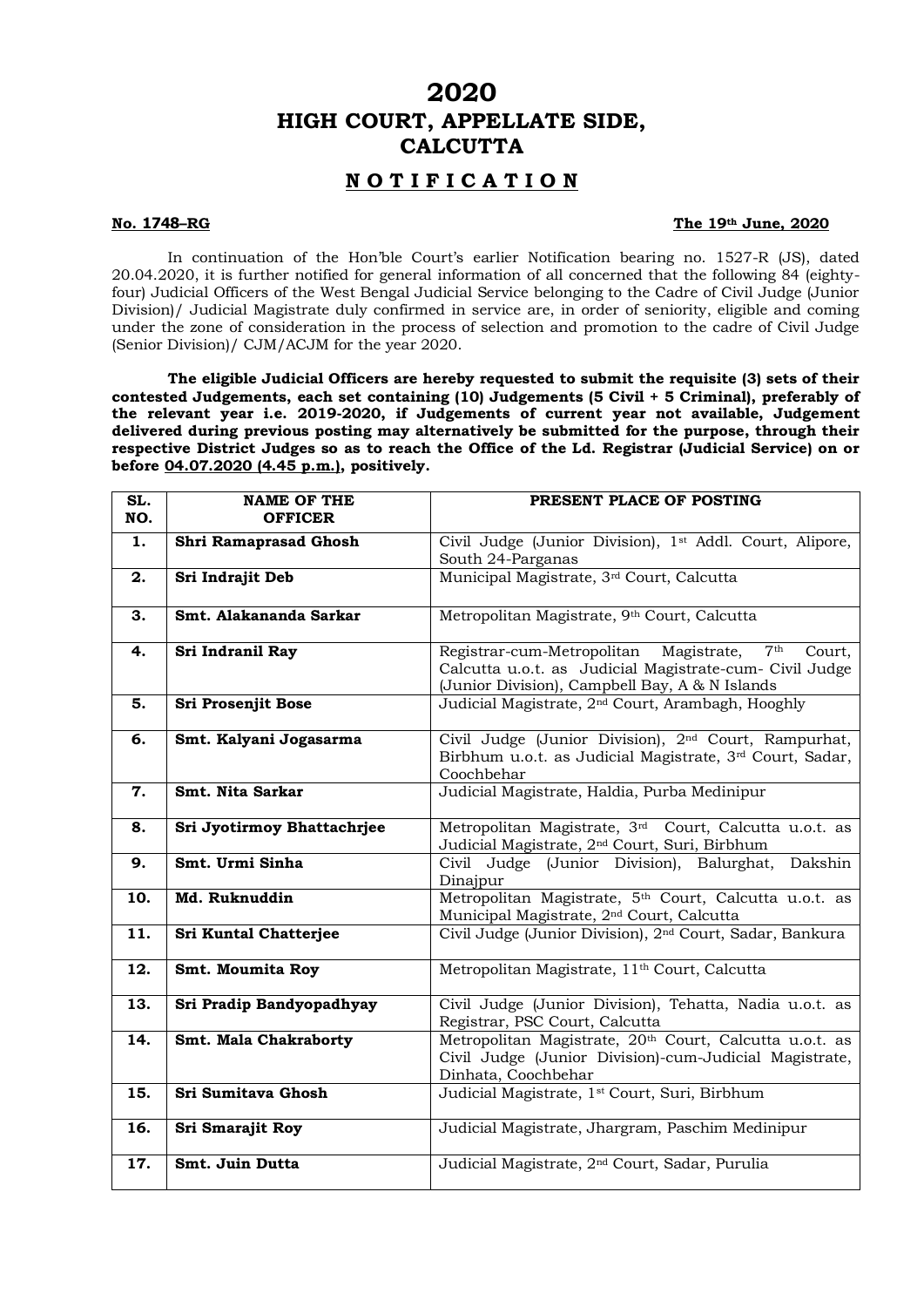# 2020
# HIGH COURT, APPELLATE SIDE, CALCUTTA

## NOTIFICATION

**No. 1748–RG** **The 19th June, 2020**

In continuation of the Hon'ble Court's earlier Notification bearing no. 1527-R (JS), dated 20.04.2020, it is further notified for general information of all concerned that the following 84 (eighty-four) Judicial Officers of the West Bengal Judicial Service belonging to the Cadre of Civil Judge (Junior Division)/ Judicial Magistrate duly confirmed in service are, in order of seniority, eligible and coming under the zone of consideration in the process of selection and promotion to the cadre of Civil Judge (Senior Division)/ CJM/ACJM for the year 2020.

**The eligible Judicial Officers are hereby requested to submit the requisite (3) sets of their contested Judgements, each set containing (10) Judgements (5 Civil + 5 Criminal), preferably of the relevant year i.e. 2019-2020, if Judgements of current year not available, Judgement delivered during previous posting may alternatively be submitted for the purpose, through their respective District Judges so as to reach the Office of the Ld. Registrar (Judicial Service) on or before <u>04.07.2020 (4.45 p.m.)</u>, positively.**

| SL. NO. | NAME OF THE OFFICER | PRESENT PLACE OF POSTING |
|---|---|---|
| **1.** | **Shri Ramaprasad Ghosh** | Civil Judge (Junior Division), 1st Addl. Court, Alipore, South 24-Parganas |
| **2.** | **Sri Indrajit Deb** | Municipal Magistrate, 3rd Court, Calcutta |
| **3.** | **Smt. Alakananda Sarkar** | Metropolitan Magistrate, 9th Court, Calcutta |
| **4.** | **Sri Indranil Ray** | Registrar-cum-Metropolitan Magistrate, 7th Court, Calcutta u.o.t. as Judicial Magistrate-cum- Civil Judge (Junior Division), Campbell Bay, A & N Islands |
| **5.** | **Sri Prosenjit Bose** | Judicial Magistrate, 2nd Court, Arambagh, Hooghly |
| **6.** | **Smt. Kalyani Jogasarma** | Civil Judge (Junior Division), 2nd Court, Rampurhat, Birbhum u.o.t. as Judicial Magistrate, 3rd Court, Sadar, Coochbehar |
| **7.** | **Smt. Nita Sarkar** | Judicial Magistrate, Haldia, Purba Medinipur |
| **8.** | **Sri Jyotirmoy Bhattachrjee** | Metropolitan Magistrate, 3rd Court, Calcutta u.o.t. as Judicial Magistrate, 2nd Court, Suri, Birbhum |
| **9.** | **Smt. Urmi Sinha** | Civil Judge (Junior Division), Balurghat, Dakshin Dinajpur |
| **10.** | **Md. Ruknuddin** | Metropolitan Magistrate, 5th Court, Calcutta u.o.t. as Municipal Magistrate, 2nd Court, Calcutta |
| **11.** | **Sri Kuntal Chatterjee** | Civil Judge (Junior Division), 2nd Court, Sadar, Bankura |
| **12.** | **Smt. Moumita Roy** | Metropolitan Magistrate, 11th Court, Calcutta |
| **13.** | **Sri Pradip Bandyopadhyay** | Civil Judge (Junior Division), Tehatta, Nadia u.o.t. as Registrar, PSC Court, Calcutta |
| **14.** | **Smt. Mala Chakraborty** | Metropolitan Magistrate, 20th Court, Calcutta u.o.t. as Civil Judge (Junior Division)-cum-Judicial Magistrate, Dinhata, Coochbehar |
| **15.** | **Sri Sumitava Ghosh** | Judicial Magistrate, 1st Court, Suri, Birbhum |
| **16.** | **Sri Smarajit Roy** | Judicial Magistrate, Jhargram, Paschim Medinipur |
| **17.** | **Smt. Juin Dutta** | Judicial Magistrate, 2nd Court, Sadar, Purulia |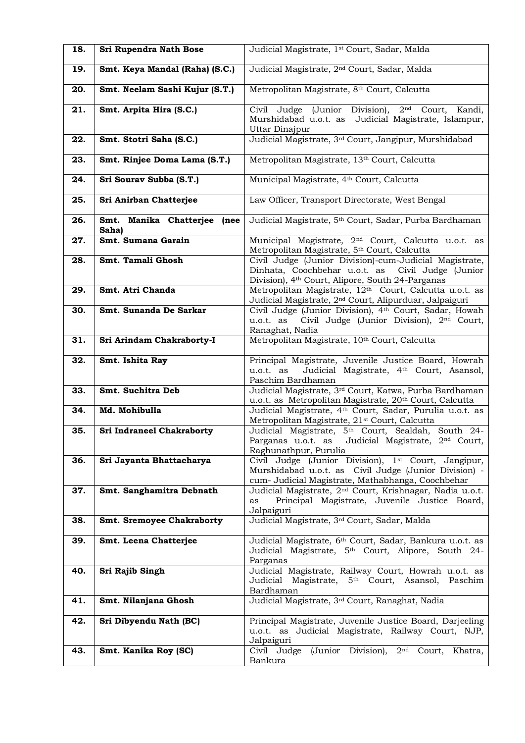| 18. | **Sri Rupendra Nath Bose** | Judicial Magistrate, 1st Court, Sadar, Malda |
|---|---|---|
| 19. | **Smt. Keya Mandal (Raha) (S.C.)** | Judicial Magistrate, 2nd Court, Sadar, Malda |
| 20. | **Smt. Neelam Sashi Kujur (S.T.)** | Metropolitan Magistrate, 8th Court, Calcutta |
| 21. | **Smt. Arpita Hira (S.C.)** | Civil Judge (Junior Division), 2nd Court, Kandi, Murshidabad u.o.t. as Judicial Magistrate, Islampur, Uttar Dinajpur |
| 22. | **Smt. Stotri Saha (S.C.)** | Judicial Magistrate, 3rd Court, Jangipur, Murshidabad |
| 23. | **Smt. Rinjee Doma Lama (S.T.)** | Metropolitan Magistrate, 13th Court, Calcutta |
| 24. | **Sri Sourav Subba (S.T.)** | Municipal Magistrate, 4th Court, Calcutta |
| 25. | **Sri Anirban Chatterjee** | Law Officer, Transport Directorate, West Bengal |
| 26. | **Smt. Manika Chatterjee (nee Saha)** | Judicial Magistrate, 5th Court, Sadar, Purba Bardhaman |
| 27. | **Smt. Sumana Garain** | Municipal Magistrate, 2nd Court, Calcutta u.o.t. as Metropolitan Magistrate, 5th Court, Calcutta |
| 28. | **Smt. Tamali Ghosh** | Civil Judge (Junior Division)-cum-Judicial Magistrate, Dinhata, Coochbehar u.o.t. as Civil Judge (Junior Division), 4th Court, Alipore, South 24-Parganas |
| 29. | **Smt. Atri Chanda** | Metropolitan Magistrate, 12th Court, Calcutta u.o.t. as Judicial Magistrate, 2nd Court, Alipurduar, Jalpaiguri |
| 30. | **Smt. Sunanda De Sarkar** | Civil Judge (Junior Division), 4th Court, Sadar, Howah u.o.t. as Civil Judge (Junior Division), 2nd Court, Ranaghat, Nadia |
| 31. | **Sri Arindam Chakraborty-I** | Metropolitan Magistrate, 10th Court, Calcutta |
| 32. | **Smt. Ishita Ray** | Principal Magistrate, Juvenile Justice Board, Howrah u.o.t. as Judicial Magistrate, 4th Court, Asansol, Paschim Bardhaman |
| 33. | **Smt. Suchitra Deb** | Judicial Magistrate, 3rd Court, Katwa, Purba Bardhaman u.o.t. as Metropolitan Magistrate, 20th Court, Calcutta |
| 34. | **Md. Mohibulla** | Judicial Magistrate, 4th Court, Sadar, Purulia u.o.t. as Metropolitan Magistrate, 21st Court, Calcutta |
| 35. | **Sri Indraneel Chakraborty** | Judicial Magistrate, 5th Court, Sealdah, South 24-Parganas u.o.t. as Judicial Magistrate, 2nd Court, Raghunathpur, Purulia |
| 36. | **Sri Jayanta Bhattacharya** | Civil Judge (Junior Division), 1st Court, Jangipur, Murshidabad u.o.t. as Civil Judge (Junior Division) -cum- Judicial Magistrate, Mathabhanga, Coochbehar |
| 37. | **Smt. Sanghamitra Debnath** | Judicial Magistrate, 2nd Court, Krishnagar, Nadia u.o.t. as Principal Magistrate, Juvenile Justice Board, Jalpaiguri |
| 38. | **Smt. Sremoyee Chakraborty** | Judicial Magistrate, 3rd Court, Sadar, Malda |
| 39. | **Smt. Leena Chatterjee** | Judicial Magistrate, 6th Court, Sadar, Bankura u.o.t. as Judicial Magistrate, 5th Court, Alipore, South 24-Parganas |
| 40. | **Sri Rajib Singh** | Judicial Magistrate, Railway Court, Howrah u.o.t. as Judicial Magistrate, 5th Court, Asansol, Paschim Bardhaman |
| 41. | **Smt. Nilanjana Ghosh** | Judicial Magistrate, 3rd Court, Ranaghat, Nadia |
| 42. | **Sri Dibyendu Nath (BC)** | Principal Magistrate, Juvenile Justice Board, Darjeeling u.o.t. as Judicial Magistrate, Railway Court, NJP, Jalpaiguri |
| 43. | **Smt. Kanika Roy (SC)** | Civil Judge (Junior Division), 2nd Court, Khatra, Bankura |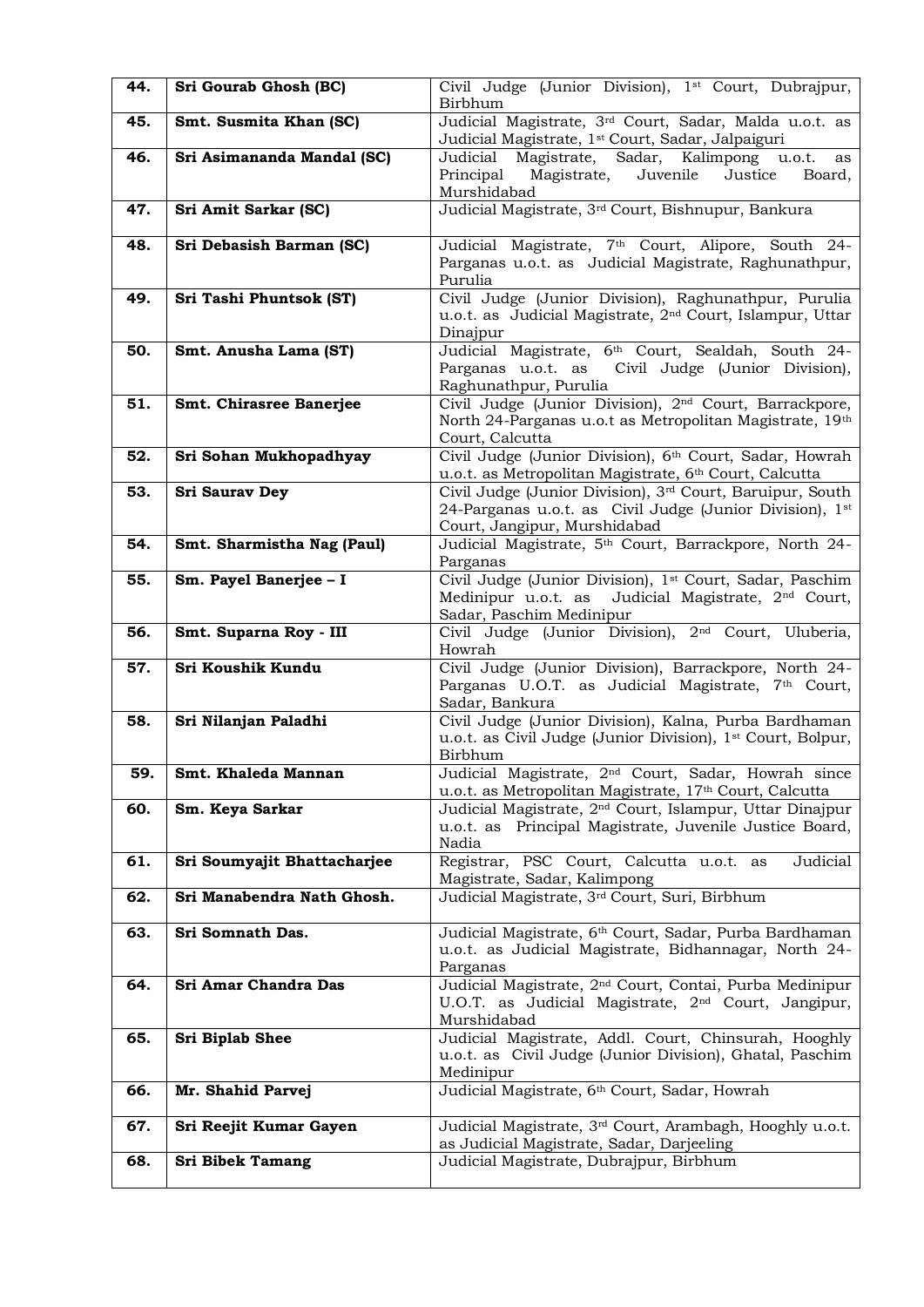| 44. | **Sri Gourab Ghosh (BC)** | Civil Judge (Junior Division), 1st Court, Dubrajpur, Birbhum |
|---|---|---|
| 45. | **Smt. Susmita Khan (SC)** | Judicial Magistrate, 3rd Court, Sadar, Malda u.o.t. as Judicial Magistrate, 1st Court, Sadar, Jalpaiguri |
| 46. | **Sri Asimananda Mandal (SC)** | Judicial Magistrate, Sadar, Kalimpong u.o.t. as Principal Magistrate, Juvenile Justice Board, Murshidabad |
| 47. | **Sri Amit Sarkar (SC)** | Judicial Magistrate, 3rd Court, Bishnupur, Bankura |
| 48. | **Sri Debasish Barman (SC)** | Judicial Magistrate, 7th Court, Alipore, South 24-Parganas u.o.t. as Judicial Magistrate, Raghunathpur, Purulia |
| 49. | **Sri Tashi Phuntsok (ST)** | Civil Judge (Junior Division), Raghunathpur, Purulia u.o.t. as Judicial Magistrate, 2nd Court, Islampur, Uttar Dinajpur |
| 50. | **Smt. Anusha Lama (ST)** | Judicial Magistrate, 6th Court, Sealdah, South 24-Parganas u.o.t. as Civil Judge (Junior Division), Raghunathpur, Purulia |
| 51. | **Smt. Chirasree Banerjee** | Civil Judge (Junior Division), 2nd Court, Barrackpore, North 24-Parganas u.o.t as Metropolitan Magistrate, 19th Court, Calcutta |
| 52. | **Sri Sohan Mukhopadhyay** | Civil Judge (Junior Division), 6th Court, Sadar, Howrah u.o.t. as Metropolitan Magistrate, 6th Court, Calcutta |
| 53. | **Sri Saurav Dey** | Civil Judge (Junior Division), 3rd Court, Baruipur, South 24-Parganas u.o.t. as Civil Judge (Junior Division), 1st Court, Jangipur, Murshidabad |
| 54. | **Smt. Sharmistha Nag (Paul)** | Judicial Magistrate, 5th Court, Barrackpore, North 24-Parganas |
| 55. | **Sm. Payel Banerjee – I** | Civil Judge (Junior Division), 1st Court, Sadar, Paschim Medinipur u.o.t. as Judicial Magistrate, 2nd Court, Sadar, Paschim Medinipur |
| 56. | **Smt. Suparna Roy - III** | Civil Judge (Junior Division), 2nd Court, Uluberia, Howrah |
| 57. | **Sri Koushik Kundu** | Civil Judge (Junior Division), Barrackpore, North 24-Parganas U.O.T. as Judicial Magistrate, 7th Court, Sadar, Bankura |
| 58. | **Sri Nilanjan Paladhi** | Civil Judge (Junior Division), Kalna, Purba Bardhaman u.o.t. as Civil Judge (Junior Division), 1st Court, Bolpur, Birbhum |
| 59. | **Smt. Khaleda Mannan** | Judicial Magistrate, 2nd Court, Sadar, Howrah since u.o.t. as Metropolitan Magistrate, 17th Court, Calcutta |
| 60. | **Sm. Keya Sarkar** | Judicial Magistrate, 2nd Court, Islampur, Uttar Dinajpur u.o.t. as Principal Magistrate, Juvenile Justice Board, Nadia |
| 61. | **Sri Soumyajit Bhattacharjee** | Registrar, PSC Court, Calcutta u.o.t. as Judicial Magistrate, Sadar, Kalimpong |
| 62. | **Sri Manabendra Nath Ghosh.** | Judicial Magistrate, 3rd Court, Suri, Birbhum |
| 63. | **Sri Somnath Das.** | Judicial Magistrate, 6th Court, Sadar, Purba Bardhaman u.o.t. as Judicial Magistrate, Bidhannagar, North 24-Parganas |
| 64. | **Sri Amar Chandra Das** | Judicial Magistrate, 2nd Court, Contai, Purba Medinipur U.O.T. as Judicial Magistrate, 2nd Court, Jangipur, Murshidabad |
| 65. | **Sri Biplab Shee** | Judicial Magistrate, Addl. Court, Chinsurah, Hooghly u.o.t. as Civil Judge (Junior Division), Ghatal, Paschim Medinipur |
| 66. | **Mr. Shahid Parvej** | Judicial Magistrate, 6th Court, Sadar, Howrah |
| 67. | **Sri Reejit Kumar Gayen** | Judicial Magistrate, 3rd Court, Arambagh, Hooghly u.o.t. as Judicial Magistrate, Sadar, Darjeeling |
| 68. | **Sri Bibek Tamang** | Judicial Magistrate, Dubrajpur, Birbhum |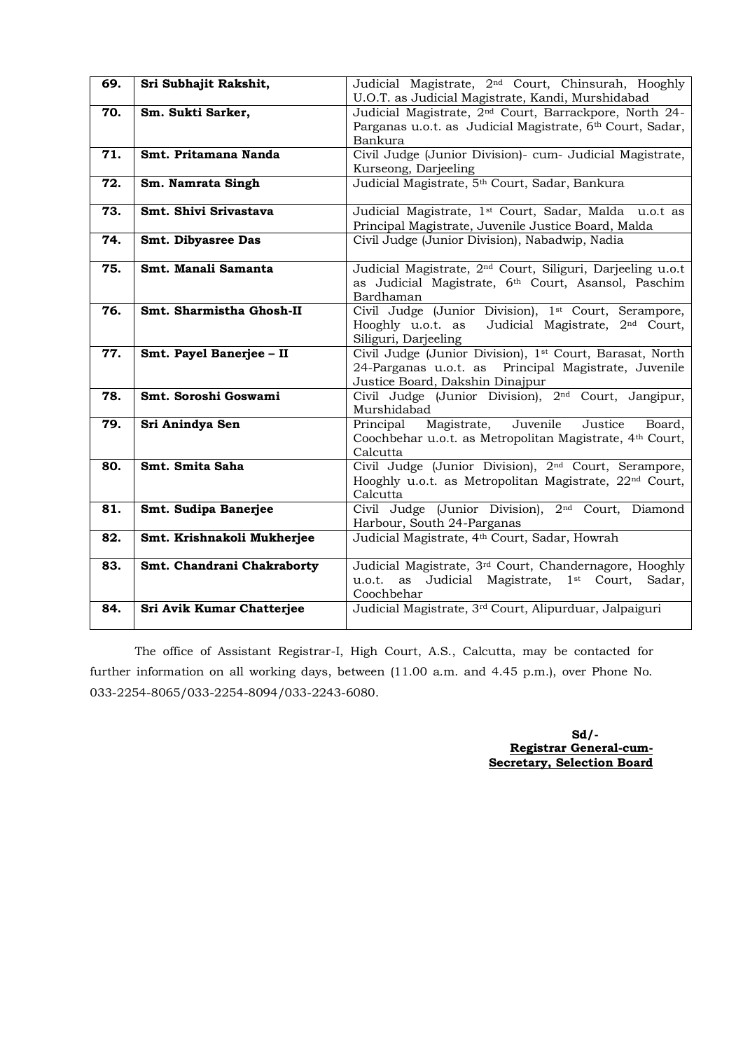| 69. | **Sri Subhajit Rakshit,** | Judicial Magistrate, 2nd Court, Chinsurah, Hooghly U.O.T. as Judicial Magistrate, Kandi, Murshidabad |
|---|---|---|
| 70. | **Sm. Sukti Sarker,** | Judicial Magistrate, 2nd Court, Barrackpore, North 24-Parganas u.o.t. as Judicial Magistrate, 6th Court, Sadar, Bankura |
| 71. | **Smt. Pritamana Nanda** | Civil Judge (Junior Division)- cum- Judicial Magistrate, Kurseong, Darjeeling |
| 72. | **Sm. Namrata Singh** | Judicial Magistrate, 5th Court, Sadar, Bankura |
| 73. | **Smt. Shivi Srivastava** | Judicial Magistrate, 1st Court, Sadar, Malda u.o.t as Principal Magistrate, Juvenile Justice Board, Malda |
| 74. | **Smt. Dibyasree Das** | Civil Judge (Junior Division), Nabadwip, Nadia |
| 75. | **Smt. Manali Samanta** | Judicial Magistrate, 2nd Court, Siliguri, Darjeeling u.o.t as Judicial Magistrate, 6th Court, Asansol, Paschim Bardhaman |
| 76. | **Smt. Sharmistha Ghosh-II** | Civil Judge (Junior Division), 1st Court, Serampore, Hooghly u.o.t. as Judicial Magistrate, 2nd Court, Siliguri, Darjeeling |
| 77. | **Smt. Payel Banerjee – II** | Civil Judge (Junior Division), 1st Court, Barasat, North 24-Parganas u.o.t. as Principal Magistrate, Juvenile Justice Board, Dakshin Dinajpur |
| 78. | **Smt. Soroshi Goswami** | Civil Judge (Junior Division), 2nd Court, Jangipur, Murshidabad |
| 79. | **Sri Anindya Sen** | Principal Magistrate, Juvenile Justice Board, Coochbehar u.o.t. as Metropolitan Magistrate, 4th Court, Calcutta |
| 80. | **Smt. Smita Saha** | Civil Judge (Junior Division), 2nd Court, Serampore, Hooghly u.o.t. as Metropolitan Magistrate, 22nd Court, Calcutta |
| 81. | **Smt. Sudipa Banerjee** | Civil Judge (Junior Division), 2nd Court, Diamond Harbour, South 24-Parganas |
| 82. | **Smt. Krishnakoli Mukherjee** | Judicial Magistrate, 4th Court, Sadar, Howrah |
| 83. | **Smt. Chandrani Chakraborty** | Judicial Magistrate, 3rd Court, Chandernagore, Hooghly u.o.t. as Judicial Magistrate, 1st Court, Sadar, Coochbehar |
| 84. | **Sri Avik Kumar Chatterjee** | Judicial Magistrate, 3rd Court, Alipurduar, Jalpaiguri |

The office of Assistant Registrar-I, High Court, A.S., Calcutta, may be contacted for further information on all working days, between (11.00 a.m. and 4.45 p.m.), over Phone No. 033-2254-8065/033-2254-8094/033-2243-6080.

**Sd/-**
**Registrar General-cum-**
**Secretary, Selection Board**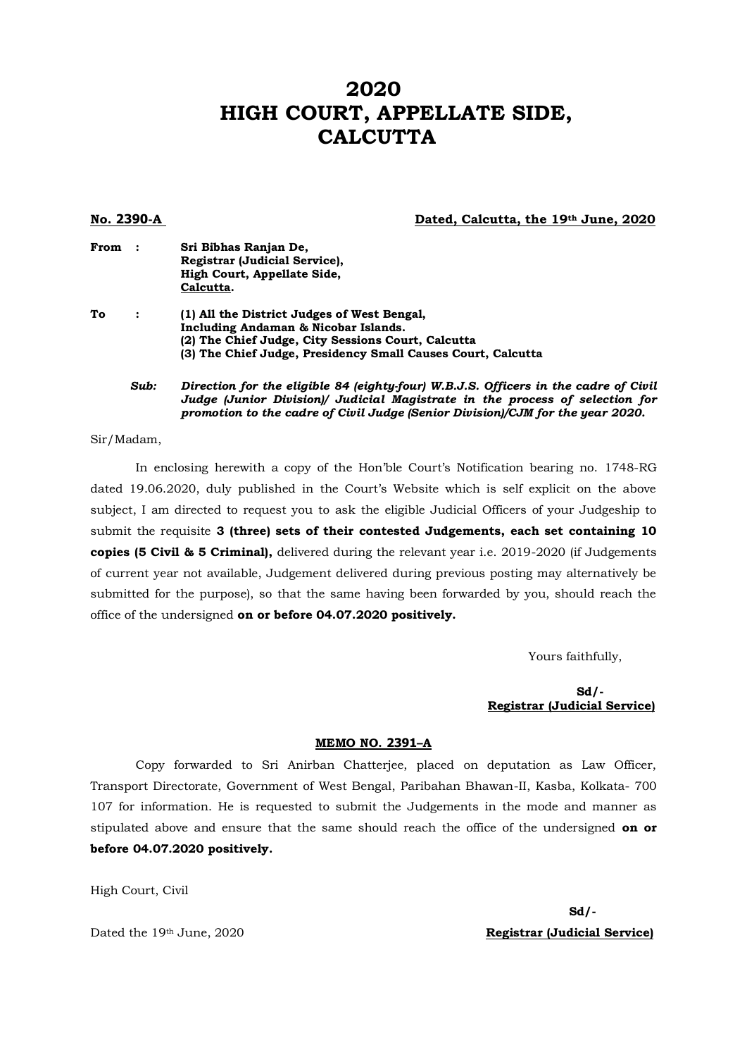# 2020
# HIGH COURT, APPELLATE SIDE, CALCUTTA

**No. 2390-A** **Dated, Calcutta, the 19th June, 2020**

**From :** **Sri Bibhas Ranjan De,**
**Registrar (Judicial Service),**
**High Court, Appellate Side,**
**Calcutta.**

**To :** **(1) All the District Judges of West Bengal,**
**Including Andaman & Nicobar Islands.**
**(2) The Chief Judge, City Sessions Court, Calcutta**
**(3) The Chief Judge, Presidency Small Causes Court, Calcutta**

***Sub: Direction for the eligible 84 (eighty-four) W.B.J.S. Officers in the cadre of Civil Judge (Junior Division)/ Judicial Magistrate in the process of selection for promotion to the cadre of Civil Judge (Senior Division)/CJM for the year 2020.***

Sir/Madam,

In enclosing herewith a copy of the Hon'ble Court's Notification bearing no. 1748-RG dated 19.06.2020, duly published in the Court's Website which is self explicit on the above subject, I am directed to request you to ask the eligible Judicial Officers of your Judgeship to submit the requisite **3 (three) sets of their contested Judgements, each set containing 10 copies (5 Civil & 5 Criminal),** delivered during the relevant year i.e. 2019-2020 (if Judgements of current year not available, Judgement delivered during previous posting may alternatively be submitted for the purpose), so that the same having been forwarded by you, should reach the office of the undersigned **on or before 04.07.2020 positively.**

Yours faithfully,

**Sd/-**
**Registrar (Judicial Service)**

**MEMO NO. 2391–A**

Copy forwarded to Sri Anirban Chatterjee, placed on deputation as Law Officer, Transport Directorate, Government of West Bengal, Paribahan Bhawan-II, Kasba, Kolkata- 700 107 for information. He is requested to submit the Judgements in the mode and manner as stipulated above and ensure that the same should reach the office of the undersigned **on or before 04.07.2020 positively.**

High Court, Civil

Dated the 19th June, 2020

**Sd/-**
**Registrar (Judicial Service)**